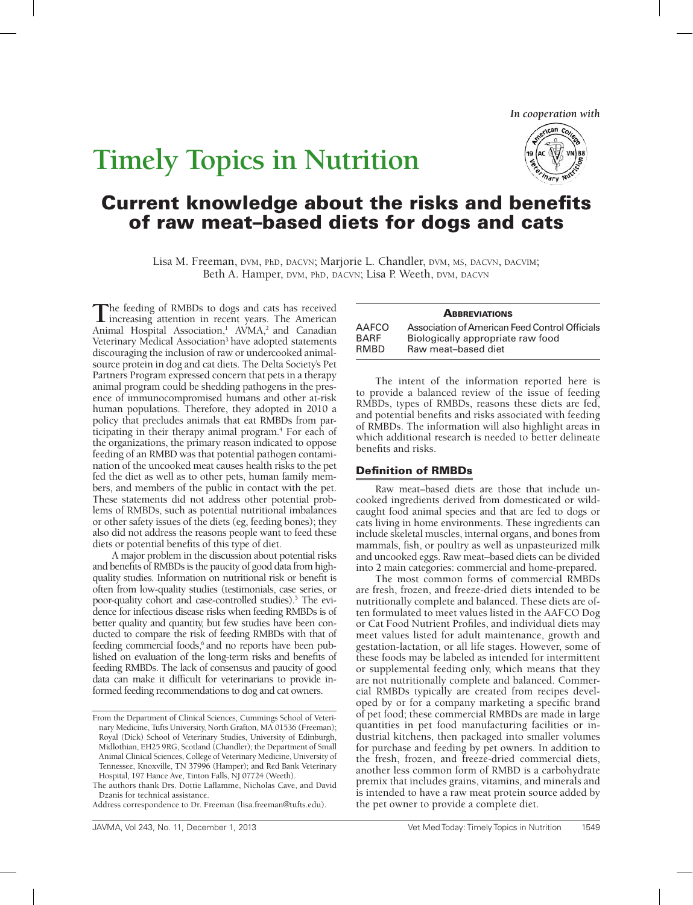In cooperation with

# Timely Topics in Nutrition

## Current knowledge about the risks and benefits of raw meat–based diets for dogs and cats

Lisa M. Freeman, DVM, PhD, DACVN; Marjorie L. Chandler, DVM, MS, DACVN, DACVIM; Beth A. Hamper, DVM, PhD, DACVN; Lisa P. Weeth, DVM, DACVN

The feeding of RMBDs to dogs and cats has received increasing attention in recent years. The American Animal Hospital Association,[1] AVMA,[2] and Canadian Veterinary Medical Association[3] have adopted statements discouraging the inclusion of raw or undercooked animal-source protein in dog and cat diets. The Delta Society's Pet Partners Program expressed concern that pets in a therapy animal program could be shedding pathogens in the presence of immunocompromised humans and other at-risk human populations. Therefore, they adopted in 2010 a policy that precludes animals that eat RMBDs from participating in their therapy animal program.[4] For each of the organizations, the primary reason indicated to oppose feeding of an RMBD was that potential pathogen contamination of the uncooked meat causes health risks to the pet fed the diet as well as to other pets, human family members, and members of the public in contact with the pet. These statements did not address other potential problems of RMBDs, such as potential nutritional imbalances or other safety issues of the diets (eg, feeding bones); they also did not address the reasons people want to feed these diets or potential benefits of this type of diet.

A major problem in the discussion about potential risks and benefits of RMBDs is the paucity of good data from high-quality studies. Information on nutritional risk or benefit is often from low-quality studies (testimonials, case series, or poor-quality cohort and case-controlled studies).[5] The evidence for infectious disease risks when feeding RMBDs is of better quality and quantity, but few studies have been conducted to compare the risk of feeding RMBDs with that of feeding commercial foods,[6] and no reports have been published on evaluation of the long-term risks and benefits of feeding RMBDs. The lack of consensus and paucity of good data can make it difficult for veterinarians to provide informed feeding recommendations to dog and cat owners.

From the Department of Clinical Sciences, Cummings School of Veterinary Medicine, Tufts University, North Grafton, MA 01536 (Freeman); Royal (Dick) School of Veterinary Studies, University of Edinburgh, Midlothian, EH25 9RG, Scotland (Chandler); the Department of Small Animal Clinical Sciences, College of Veterinary Medicine, University of Tennessee, Knoxville, TN 37996 (Hamper); and Red Bank Veterinary Hospital, 197 Hance Ave, Tinton Falls, NJ 07724 (Weeth).

The authors thank Drs. Dottie Laflamme, Nicholas Cave, and David Dzanis for technical assistance.

Address correspondence to Dr. Freeman (lisa.freeman@tufts.edu).

| ABBREVIATIONS | |
|---|---|
| AAFCO | Association of American Feed Control Officials |
| BARF | Biologically appropriate raw food |
| RMBD | Raw meat–based diet |

The intent of the information reported here is to provide a balanced review of the issue of feeding RMBDs, types of RMBDs, reasons these diets are fed, and potential benefits and risks associated with feeding of RMBDs. The information will also highlight areas in which additional research is needed to better delineate benefits and risks.

### Definition of RMBDs

Raw meat–based diets are those that include uncooked ingredients derived from domesticated or wild-caught food animal species and that are fed to dogs or cats living in home environments. These ingredients can include skeletal muscles, internal organs, and bones from mammals, fish, or poultry as well as unpasteurized milk and uncooked eggs. Raw meat–based diets can be divided into 2 main categories: commercial and home-prepared.

The most common forms of commercial RMBDs are fresh, frozen, and freeze-dried diets intended to be nutritionally complete and balanced. These diets are often formulated to meet values listed in the AAFCO Dog or Cat Food Nutrient Profiles, and individual diets may meet values listed for adult maintenance, growth and gestation-lactation, or all life stages. However, some of these foods may be labeled as intended for intermittent or supplemental feeding only, which means that they are not nutritionally complete and balanced. Commercial RMBDs typically are created from recipes developed by or for a company marketing a specific brand of pet food; these commercial RMBDs are made in large quantities in pet food manufacturing facilities or industrial kitchens, then packaged into smaller volumes for purchase and feeding by pet owners. In addition to the fresh, frozen, and freeze-dried commercial diets, another less common form of RMBD is a carbohydrate premix that includes grains, vitamins, and minerals and is intended to have a raw meat protein source added by the pet owner to provide a complete diet.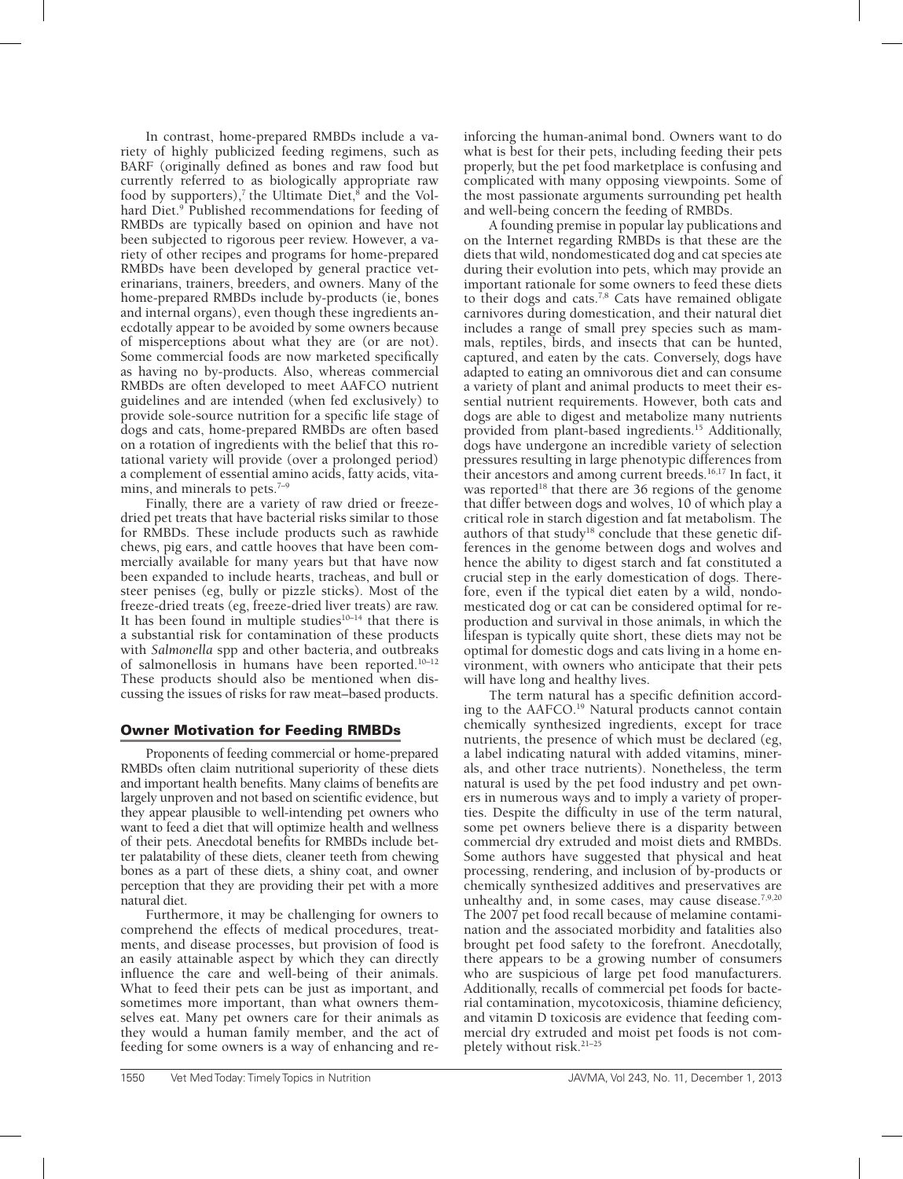In contrast, home-prepared RMBDs include a variety of highly publicized feeding regimens, such as BARF (originally defined as bones and raw food but currently referred to as biologically appropriate raw food by supporters),[7] the Ultimate Diet,[8] and the Volhard Diet.[9] Published recommendations for feeding of RMBDs are typically based on opinion and have not been subjected to rigorous peer review. However, a variety of other recipes and programs for home-prepared RMBDs have been developed by general practice veterinarians, trainers, breeders, and owners. Many of the home-prepared RMBDs include by-products (ie, bones and internal organs), even though these ingredients anecdotally appear to be avoided by some owners because of misperceptions about what they are (or are not). Some commercial foods are now marketed specifically as having no by-products. Also, whereas commercial RMBDs are often developed to meet AAFCO nutrient guidelines and are intended (when fed exclusively) to provide sole-source nutrition for a specific life stage of dogs and cats, home-prepared RMBDs are often based on a rotation of ingredients with the belief that this rotational variety will provide (over a prolonged period) a complement of essential amino acids, fatty acids, vitamins, and minerals to pets.[7–9]

Finally, there are a variety of raw dried or freeze-dried pet treats that have bacterial risks similar to those for RMBDs. These include products such as rawhide chews, pig ears, and cattle hooves that have been commercially available for many years but that have now been expanded to include hearts, tracheas, and bull or steer penises (eg, bully or pizzle sticks). Most of the freeze-dried treats (eg, freeze-dried liver treats) are raw. It has been found in multiple studies[10–14] that there is a substantial risk for contamination of these products with *Salmonella* spp and other bacteria, and outbreaks of salmonellosis in humans have been reported.[10–12] These products should also be mentioned when discussing the issues of risks for raw meat–based products.

## Owner Motivation for Feeding RMBDs

Proponents of feeding commercial or home-prepared RMBDs often claim nutritional superiority of these diets and important health benefits. Many claims of benefits are largely unproven and not based on scientific evidence, but they appear plausible to well-intending pet owners who want to feed a diet that will optimize health and wellness of their pets. Anecdotal benefits for RMBDs include better palatability of these diets, cleaner teeth from chewing bones as a part of these diets, a shiny coat, and owner perception that they are providing their pet with a more natural diet.

Furthermore, it may be challenging for owners to comprehend the effects of medical procedures, treatments, and disease processes, but provision of food is an easily attainable aspect by which they can directly influence the care and well-being of their animals. What to feed their pets can be just as important, and sometimes more important, than what owners themselves eat. Many pet owners care for their animals as they would a human family member, and the act of feeding for some owners is a way of enhancing and reinforcing the human-animal bond. Owners want to do what is best for their pets, including feeding their pets properly, but the pet food marketplace is confusing and complicated with many opposing viewpoints. Some of the most passionate arguments surrounding pet health and well-being concern the feeding of RMBDs.

A founding premise in popular lay publications and on the Internet regarding RMBDs is that these are the diets that wild, nondomesticated dog and cat species ate during their evolution into pets, which may provide an important rationale for some owners to feed these diets to their dogs and cats.[7,8] Cats have remained obligate carnivores during domestication, and their natural diet includes a range of small prey species such as mammals, reptiles, birds, and insects that can be hunted, captured, and eaten by the cats. Conversely, dogs have adapted to eating an omnivorous diet and can consume a variety of plant and animal products to meet their essential nutrient requirements. However, both cats and dogs are able to digest and metabolize many nutrients provided from plant-based ingredients.[15] Additionally, dogs have undergone an incredible variety of selection pressures resulting in large phenotypic differences from their ancestors and among current breeds.[16,17] In fact, it was reported[18] that there are 36 regions of the genome that differ between dogs and wolves, 10 of which play a critical role in starch digestion and fat metabolism. The authors of that study[18] conclude that these genetic differences in the genome between dogs and wolves and hence the ability to digest starch and fat constituted a crucial step in the early domestication of dogs. Therefore, even if the typical diet eaten by a wild, nondomesticated dog or cat can be considered optimal for reproduction and survival in those animals, in which the lifespan is typically quite short, these diets may not be optimal for domestic dogs and cats living in a home environment, with owners who anticipate that their pets will have long and healthy lives.

The term natural has a specific definition according to the AAFCO.[19] Natural products cannot contain chemically synthesized ingredients, except for trace nutrients, the presence of which must be declared (eg, a label indicating natural with added vitamins, minerals, and other trace nutrients). Nonetheless, the term natural is used by the pet food industry and pet owners in numerous ways and to imply a variety of properties. Despite the difficulty in use of the term natural, some pet owners believe there is a disparity between commercial dry extruded and moist diets and RMBDs. Some authors have suggested that physical and heat processing, rendering, and inclusion of by-products or chemically synthesized additives and preservatives are unhealthy and, in some cases, may cause disease.[7,9,20] The 2007 pet food recall because of melamine contamination and the associated morbidity and fatalities also brought pet food safety to the forefront. Anecdotally, there appears to be a growing number of consumers who are suspicious of large pet food manufacturers. Additionally, recalls of commercial pet foods for bacterial contamination, mycotoxicosis, thiamine deficiency, and vitamin D toxicosis are evidence that feeding commercial dry extruded and moist pet foods is not completely without risk.[21–25]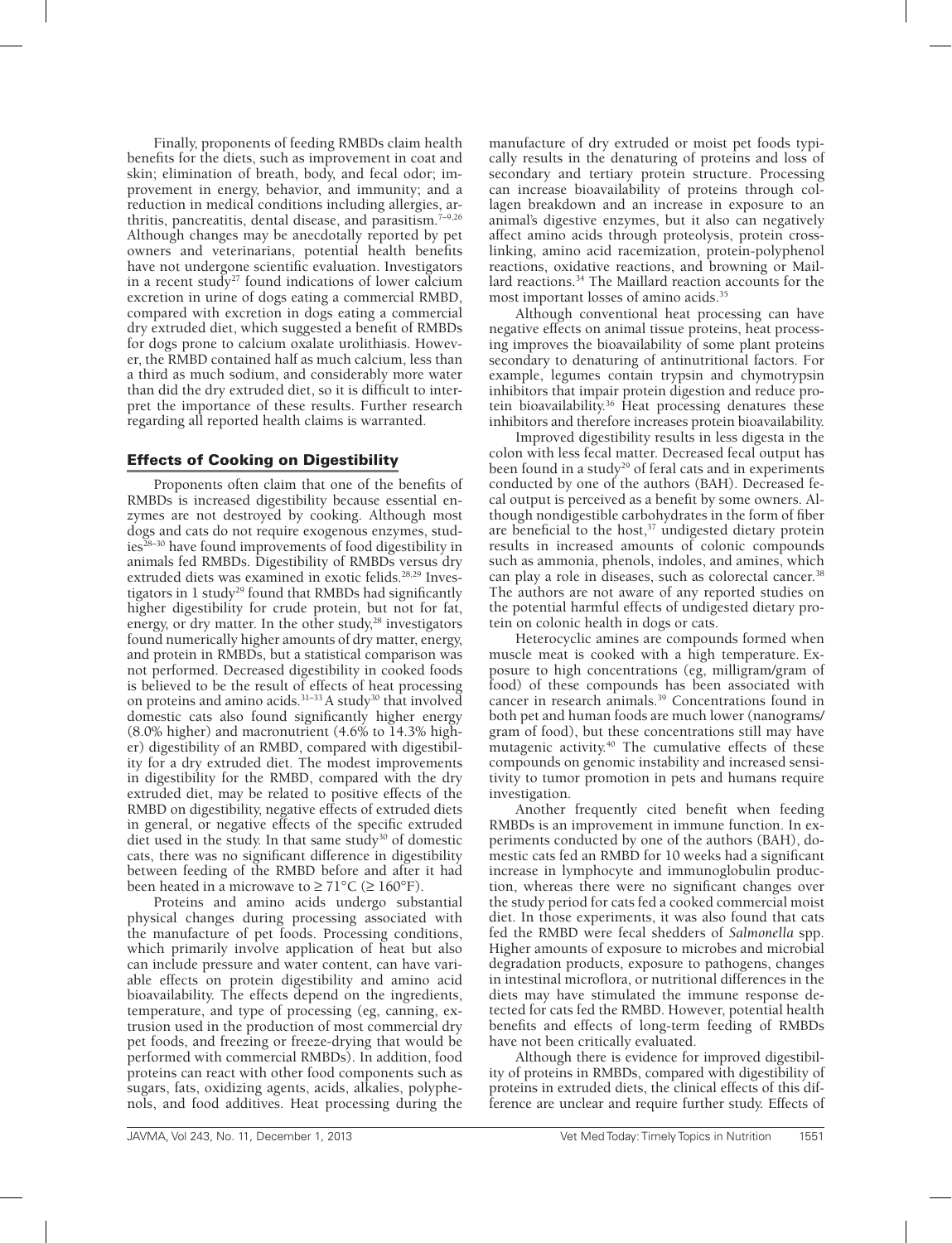Finally, proponents of feeding RMBDs claim health benefits for the diets, such as improvement in coat and skin; elimination of breath, body, and fecal odor; improvement in energy, behavior, and immunity; and a reduction in medical conditions including allergies, arthritis, pancreatitis, dental disease, and parasitism.[7–9,26] Although changes may be anecdotally reported by pet owners and veterinarians, potential health benefits have not undergone scientific evaluation. Investigators in a recent study[27] found indications of lower calcium excretion in urine of dogs eating a commercial RMBD, compared with excretion in dogs eating a commercial dry extruded diet, which suggested a benefit of RMBDs for dogs prone to calcium oxalate urolithiasis. However, the RMBD contained half as much calcium, less than a third as much sodium, and considerably more water than did the dry extruded diet, so it is difficult to interpret the importance of these results. Further research regarding all reported health claims is warranted.

## Effects of Cooking on Digestibility

Proponents often claim that one of the benefits of RMBDs is increased digestibility because essential enzymes are not destroyed by cooking. Although most dogs and cats do not require exogenous enzymes, studies[28–30] have found improvements of food digestibility in animals fed RMBDs. Digestibility of RMBDs versus dry extruded diets was examined in exotic felids.[28,29] Investigators in 1 study[29] found that RMBDs had significantly higher digestibility for crude protein, but not for fat, energy, or dry matter. In the other study,[28] investigators found numerically higher amounts of dry matter, energy, and protein in RMBDs, but a statistical comparison was not performed. Decreased digestibility in cooked foods is believed to be the result of effects of heat processing on proteins and amino acids.[31–33] A study[30] that involved domestic cats also found significantly higher energy (8.0% higher) and macronutrient (4.6% to 14.3% higher) digestibility of an RMBD, compared with digestibility for a dry extruded diet. The modest improvements in digestibility for the RMBD, compared with the dry extruded diet, may be related to positive effects of the RMBD on digestibility, negative effects of extruded diets in general, or negative effects of the specific extruded diet used in the study. In that same study[30] of domestic cats, there was no significant difference in digestibility between feeding of the RMBD before and after it had been heated in a microwave to ≥ 71°C (≥ 160°F).

Proteins and amino acids undergo substantial physical changes during processing associated with the manufacture of pet foods. Processing conditions, which primarily involve application of heat but also can include pressure and water content, can have variable effects on protein digestibility and amino acid bioavailability. The effects depend on the ingredients, temperature, and type of processing (eg, canning, extrusion used in the production of most commercial dry pet foods, and freezing or freeze-drying that would be performed with commercial RMBDs). In addition, food proteins can react with other food components such as sugars, fats, oxidizing agents, acids, alkalies, polyphenols, and food additives. Heat processing during the manufacture of dry extruded or moist pet foods typically results in the denaturing of proteins and loss of secondary and tertiary protein structure. Processing can increase bioavailability of proteins through collagen breakdown and an increase in exposure to an animal's digestive enzymes, but it also can negatively affect amino acids through proteolysis, protein cross-linking, amino acid racemization, protein-polyphenol reactions, oxidative reactions, and browning or Maillard reactions.[34] The Maillard reaction accounts for the most important losses of amino acids.[35]

Although conventional heat processing can have negative effects on animal tissue proteins, heat processing improves the bioavailability of some plant proteins secondary to denaturing of antinutritional factors. For example, legumes contain trypsin and chymotrypsin inhibitors that impair protein digestion and reduce protein bioavailability.[36] Heat processing denatures these inhibitors and therefore increases protein bioavailability.

Improved digestibility results in less digesta in the colon with less fecal matter. Decreased fecal output has been found in a study[29] of feral cats and in experiments conducted by one of the authors (BAH). Decreased fecal output is perceived as a benefit by some owners. Although nondigestible carbohydrates in the form of fiber are beneficial to the host,[37] undigested dietary protein results in increased amounts of colonic compounds such as ammonia, phenols, indoles, and amines, which can play a role in diseases, such as colorectal cancer.[38] The authors are not aware of any reported studies on the potential harmful effects of undigested dietary protein on colonic health in dogs or cats.

Heterocyclic amines are compounds formed when muscle meat is cooked with a high temperature. Exposure to high concentrations (eg, milligram/gram of food) of these compounds has been associated with cancer in research animals.[39] Concentrations found in both pet and human foods are much lower (nanograms/gram of food), but these concentrations still may have mutagenic activity.[40] The cumulative effects of these compounds on genomic instability and increased sensitivity to tumor promotion in pets and humans require investigation.

Another frequently cited benefit when feeding RMBDs is an improvement in immune function. In experiments conducted by one of the authors (BAH), domestic cats fed an RMBD for 10 weeks had a significant increase in lymphocyte and immunoglobulin production, whereas there were no significant changes over the study period for cats fed a cooked commercial moist diet. In those experiments, it was also found that cats fed the RMBD were fecal shedders of *Salmonella* spp. Higher amounts of exposure to microbes and microbial degradation products, exposure to pathogens, changes in intestinal microflora, or nutritional differences in the diets may have stimulated the immune response detected for cats fed the RMBD. However, potential health benefits and effects of long-term feeding of RMBDs have not been critically evaluated.

Although there is evidence for improved digestibility of proteins in RMBDs, compared with digestibility of proteins in extruded diets, the clinical effects of this difference are unclear and require further study. Effects of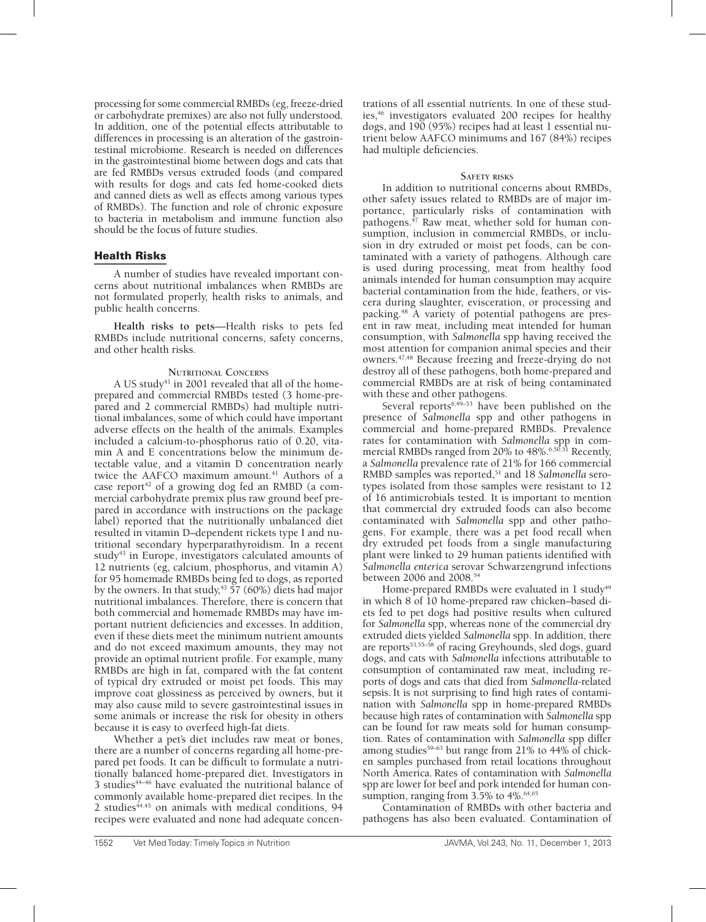processing for some commercial RMBDs (eg, freeze-dried or carbohydrate premixes) are also not fully understood. In addition, one of the potential effects attributable to differences in processing is an alteration of the gastrointestinal microbiome. Research is needed on differences in the gastrointestinal biome between dogs and cats that are fed RMBDs versus extruded foods (and compared with results for dogs and cats fed home-cooked diets and canned diets as well as effects among various types of RMBDs). The function and role of chronic exposure to bacteria in metabolism and immune function also should be the focus of future studies.

## Health Risks

A number of studies have revealed important concerns about nutritional imbalances when RMBDs are not formulated properly, health risks to animals, and public health concerns.

**Health risks to pets**—Health risks to pets fed RMBDs include nutritional concerns, safety concerns, and other health risks.

### Nutritional Concerns

A US study[41] in 2001 revealed that all of the home-prepared and commercial RMBDs tested (3 home-prepared and 2 commercial RMBDs) had multiple nutritional imbalances, some of which could have important adverse effects on the health of the animals. Examples included a calcium-to-phosphorus ratio of 0.20, vitamin A and E concentrations below the minimum detectable value, and a vitamin D concentration nearly twice the AAFCO maximum amount.[41] Authors of a case report[42] of a growing dog fed an RMBD (a commercial carbohydrate premix plus raw ground beef prepared in accordance with instructions on the package label) reported that the nutritionally unbalanced diet resulted in vitamin D–dependent rickets type I and nutritional secondary hyperparathyroidism. In a recent study[43] in Europe, investigators calculated amounts of 12 nutrients (eg, calcium, phosphorus, and vitamin A) for 95 homemade RMBDs being fed to dogs, as reported by the owners. In that study,[43] 57 (60%) diets had major nutritional imbalances. Therefore, there is concern that both commercial and homemade RMBDs may have important nutrient deficiencies and excesses. In addition, even if these diets meet the minimum nutrient amounts and do not exceed maximum amounts, they may not provide an optimal nutrient profile. For example, many RMBDs are high in fat, compared with the fat content of typical dry extruded or moist pet foods. This may improve coat glossiness as perceived by owners, but it may also cause mild to severe gastrointestinal issues in some animals or increase the risk for obesity in others because it is easy to overfeed high-fat diets.

Whether a pet's diet includes raw meat or bones, there are a number of concerns regarding all home-prepared pet foods. It can be difficult to formulate a nutritionally balanced home-prepared diet. Investigators in 3 studies[44–46] have evaluated the nutritional balance of commonly available home-prepared diet recipes. In the 2 studies[44,45] on animals with medical conditions, 94 recipes were evaluated and none had adequate concentrations of all essential nutrients. In one of these studies,[46] investigators evaluated 200 recipes for healthy dogs, and 190 (95%) recipes had at least 1 essential nutrient below AAFCO minimums and 167 (84%) recipes had multiple deficiencies.

### Safety risks

In addition to nutritional concerns about RMBDs, other safety issues related to RMBDs are of major importance, particularly risks of contamination with pathogens.[47] Raw meat, whether sold for human consumption, inclusion in commercial RMBDs, or inclusion in dry extruded or moist pet foods, can be contaminated with a variety of pathogens. Although care is used during processing, meat from healthy food animals intended for human consumption may acquire bacterial contamination from the hide, feathers, or viscera during slaughter, evisceration, or processing and packing.[48] A variety of potential pathogens are present in raw meat, including meat intended for human consumption, with *Salmonella* spp having received the most attention for companion animal species and their owners.[47,48] Because freezing and freeze-drying do not destroy all of these pathogens, both home-prepared and commercial RMBDs are at risk of being contaminated with these and other pathogens.

Several reports[6,49–53] have been published on the presence of *Salmonella* spp and other pathogens in commercial and home-prepared RMBDs. Prevalence rates for contamination with *Salmonella* spp in commercial RMBDs ranged from 20% to 48%.[6,50,51] Recently, a *Salmonella* prevalence rate of 21% for 166 commercial RMBD samples was reported,[51] and 18 *Salmonella* serotypes isolated from those samples were resistant to 12 of 16 antimicrobials tested. It is important to mention that commercial dry extruded foods can also become contaminated with *Salmonella* spp and other pathogens. For example, there was a pet food recall when dry extruded pet foods from a single manufacturing plant were linked to 29 human patients identified with *Salmonella enterica* serovar Schwarzengrund infections between 2006 and 2008.[54]

Home-prepared RMBDs were evaluated in 1 study[49] in which 8 of 10 home-prepared raw chicken–based diets fed to pet dogs had positive results when cultured for *Salmonella* spp, whereas none of the commercial dry extruded diets yielded *Salmonella* spp. In addition, there are reports[53,55–58] of racing Greyhounds, sled dogs, guard dogs, and cats with *Salmonella* infections attributable to consumption of contaminated raw meat, including reports of dogs and cats that died from *Salmonella*-related sepsis. It is not surprising to find high rates of contamination with *Salmonella* spp in home-prepared RMBDs because high rates of contamination with *Salmonella* spp can be found for raw meats sold for human consumption. Rates of contamination with *Salmonella* spp differ among studies[59–63] but range from 21% to 44% of chicken samples purchased from retail locations throughout North America. Rates of contamination with *Salmonella* spp are lower for beef and pork intended for human consumption, ranging from 3.5% to 4%.[64,65]

Contamination of RMBDs with other bacteria and pathogens has also been evaluated. Contamination of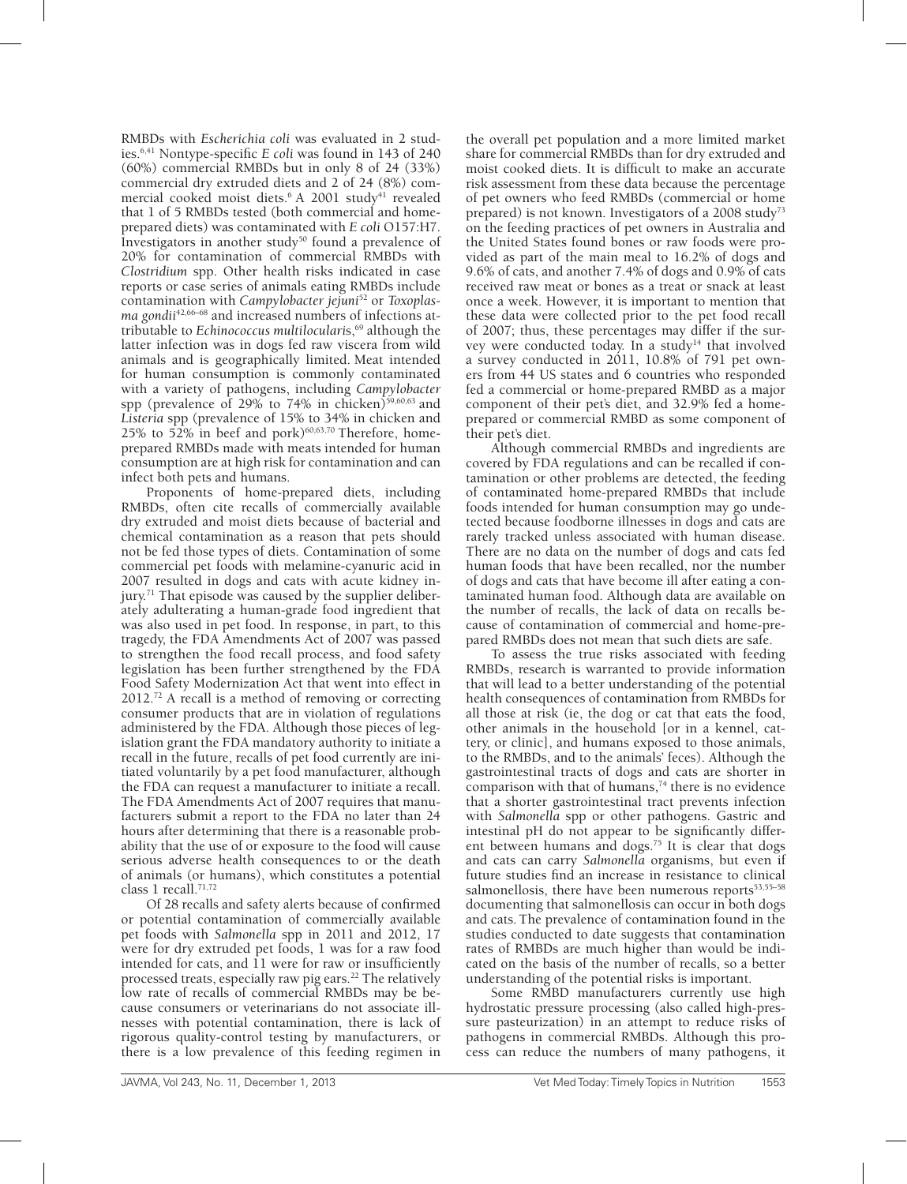RMBDs with *Escherichia coli* was evaluated in 2 studies.[6,41] Nontype-specific *E coli* was found in 143 of 240 (60%) commercial RMBDs but in only 8 of 24 (33%) commercial dry extruded diets and 2 of 24 (8%) commercial cooked moist diets.[6] A 2001 study[41] revealed that 1 of 5 RMBDs tested (both commercial and home-prepared diets) was contaminated with *E coli* O157:H7. Investigators in another study[50] found a prevalence of 20% for contamination of commercial RMBDs with *Clostridium* spp. Other health risks indicated in case reports or case series of animals eating RMBDs include contamination with *Campylobacter jejuni*[52] or *Toxoplasma gondii*[42,66–68] and increased numbers of infections attributable to *Echinococcus multilocularis*,[69] although the latter infection was in dogs fed raw viscera from wild animals and is geographically limited. Meat intended for human consumption is commonly contaminated with a variety of pathogens, including *Campylobacter* spp (prevalence of 29% to 74% in chicken)[59,60,63] and *Listeria* spp (prevalence of 15% to 34% in chicken and 25% to 52% in beef and pork)[60,63,70] Therefore, home-prepared RMBDs made with meats intended for human consumption are at high risk for contamination and can infect both pets and humans.

Proponents of home-prepared diets, including RMBDs, often cite recalls of commercially available dry extruded and moist diets because of bacterial and chemical contamination as a reason that pets should not be fed those types of diets. Contamination of some commercial pet foods with melamine-cyanuric acid in 2007 resulted in dogs and cats with acute kidney injury.[71] That episode was caused by the supplier deliberately adulterating a human-grade food ingredient that was also used in pet food. In response, in part, to this tragedy, the FDA Amendments Act of 2007 was passed to strengthen the food recall process, and food safety legislation has been further strengthened by the FDA Food Safety Modernization Act that went into effect in 2012.[72] A recall is a method of removing or correcting consumer products that are in violation of regulations administered by the FDA. Although those pieces of legislation grant the FDA mandatory authority to initiate a recall in the future, recalls of pet food currently are initiated voluntarily by a pet food manufacturer, although the FDA can request a manufacturer to initiate a recall. The FDA Amendments Act of 2007 requires that manufacturers submit a report to the FDA no later than 24 hours after determining that there is a reasonable probability that the use of or exposure to the food will cause serious adverse health consequences to or the death of animals (or humans), which constitutes a potential class 1 recall.[71,72]

Of 28 recalls and safety alerts because of confirmed or potential contamination of commercially available pet foods with *Salmonella* spp in 2011 and 2012, 17 were for dry extruded pet foods, 1 was for a raw food intended for cats, and 11 were for raw or insufficiently processed treats, especially raw pig ears.[22] The relatively low rate of recalls of commercial RMBDs may be because consumers or veterinarians do not associate illnesses with potential contamination, there is lack of rigorous quality-control testing by manufacturers, or there is a low prevalence of this feeding regimen in the overall pet population and a more limited market share for commercial RMBDs than for dry extruded and moist cooked diets. It is difficult to make an accurate risk assessment from these data because the percentage of pet owners who feed RMBDs (commercial or home prepared) is not known. Investigators of a 2008 study[73] on the feeding practices of pet owners in Australia and the United States found bones or raw foods were provided as part of the main meal to 16.2% of dogs and 9.6% of cats, and another 7.4% of dogs and 0.9% of cats received raw meat or bones as a treat or snack at least once a week. However, it is important to mention that these data were collected prior to the pet food recall of 2007; thus, these percentages may differ if the survey were conducted today. In a study[14] that involved a survey conducted in 2011, 10.8% of 791 pet owners from 44 US states and 6 countries who responded fed a commercial or home-prepared RMBD as a major component of their pet's diet, and 32.9% fed a home-prepared or commercial RMBD as some component of their pet's diet.

Although commercial RMBDs and ingredients are covered by FDA regulations and can be recalled if contamination or other problems are detected, the feeding of contaminated home-prepared RMBDs that include foods intended for human consumption may go undetected because foodborne illnesses in dogs and cats are rarely tracked unless associated with human disease. There are no data on the number of dogs and cats fed human foods that have been recalled, nor the number of dogs and cats that have become ill after eating a contaminated human food. Although data are available on the number of recalls, the lack of data on recalls because of contamination of commercial and home-prepared RMBDs does not mean that such diets are safe.

To assess the true risks associated with feeding RMBDs, research is warranted to provide information that will lead to a better understanding of the potential health consequences of contamination from RMBDs for all those at risk (ie, the dog or cat that eats the food, other animals in the household [or in a kennel, cattery, or clinic], and humans exposed to those animals, to the RMBDs, and to the animals' feces). Although the gastrointestinal tracts of dogs and cats are shorter in comparison with that of humans,[74] there is no evidence that a shorter gastrointestinal tract prevents infection with *Salmonella* spp or other pathogens. Gastric and intestinal pH do not appear to be significantly different between humans and dogs.[75] It is clear that dogs and cats can carry *Salmonella* organisms, but even if future studies find an increase in resistance to clinical salmonellosis, there have been numerous reports[53,55–58] documenting that salmonellosis can occur in both dogs and cats. The prevalence of contamination found in the studies conducted to date suggests that contamination rates of RMBDs are much higher than would be indicated on the basis of the number of recalls, so a better understanding of the potential risks is important.

Some RMBD manufacturers currently use high hydrostatic pressure processing (also called high-pressure pasteurization) in an attempt to reduce risks of pathogens in commercial RMBDs. Although this process can reduce the numbers of many pathogens, it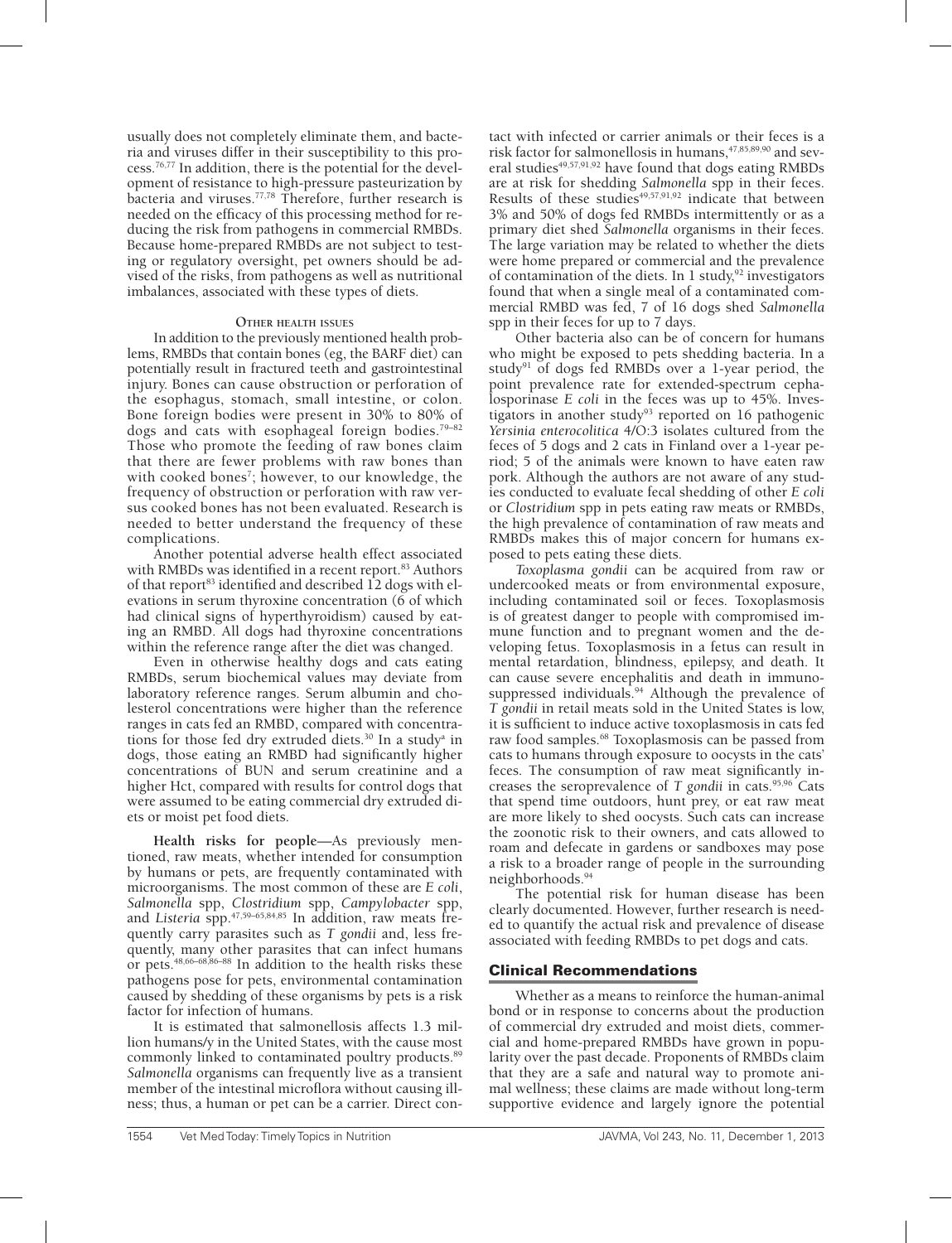usually does not completely eliminate them, and bacteria and viruses differ in their susceptibility to this process.[76,77] In addition, there is the potential for the development of resistance to high-pressure pasteurization by bacteria and viruses.[77,78] Therefore, further research is needed on the efficacy of this processing method for reducing the risk from pathogens in commercial RMBDs. Because home-prepared RMBDs are not subject to testing or regulatory oversight, pet owners should be advised of the risks, from pathogens as well as nutritional imbalances, associated with these types of diets.

#### Other health issues

In addition to the previously mentioned health problems, RMBDs that contain bones (eg, the BARF diet) can potentially result in fractured teeth and gastrointestinal injury. Bones can cause obstruction or perforation of the esophagus, stomach, small intestine, or colon. Bone foreign bodies were present in 30% to 80% of dogs and cats with esophageal foreign bodies.[79–82] Those who promote the feeding of raw bones claim that there are fewer problems with raw bones than with cooked bones[7]; however, to our knowledge, the frequency of obstruction or perforation with raw versus cooked bones has not been evaluated. Research is needed to better understand the frequency of these complications.

Another potential adverse health effect associated with RMBDs was identified in a recent report.[83] Authors of that report[83] identified and described 12 dogs with elevations in serum thyroxine concentration (6 of which had clinical signs of hyperthyroidism) caused by eating an RMBD. All dogs had thyroxine concentrations within the reference range after the diet was changed.

Even in otherwise healthy dogs and cats eating RMBDs, serum biochemical values may deviate from laboratory reference ranges. Serum albumin and cholesterol concentrations were higher than the reference ranges in cats fed an RMBD, compared with concentrations for those fed dry extruded diets.[30] In a study[a] in dogs, those eating an RMBD had significantly higher concentrations of BUN and serum creatinine and a higher Hct, compared with results for control dogs that were assumed to be eating commercial dry extruded diets or moist pet food diets.

**Health risks for people**—As previously mentioned, raw meats, whether intended for consumption by humans or pets, are frequently contaminated with microorganisms. The most common of these are *E coli*, *Salmonella* spp, *Clostridium* spp, *Campylobacter* spp, and *Listeria* spp.[47,59–65,84,85] In addition, raw meats frequently carry parasites such as *T gondii* and, less frequently, many other parasites that can infect humans or pets.[48,66–68,86–88] In addition to the health risks these pathogens pose for pets, environmental contamination caused by shedding of these organisms by pets is a risk factor for infection of humans.

It is estimated that salmonellosis affects 1.3 million humans/y in the United States, with the cause most commonly linked to contaminated poultry products.[89] *Salmonella* organisms can frequently live as a transient member of the intestinal microflora without causing illness; thus, a human or pet can be a carrier. Direct contact with infected or carrier animals or their feces is a risk factor for salmonellosis in humans,[47,85,89,90] and several studies[49,57,91,92] have found that dogs eating RMBDs are at risk for shedding *Salmonella* spp in their feces. Results of these studies[49,57,91,92] indicate that between 3% and 50% of dogs fed RMBDs intermittently or as a primary diet shed *Salmonella* organisms in their feces. The large variation may be related to whether the diets were home prepared or commercial and the prevalence of contamination of the diets. In 1 study,[92] investigators found that when a single meal of a contaminated commercial RMBD was fed, 7 of 16 dogs shed *Salmonella* spp in their feces for up to 7 days.

Other bacteria also can be of concern for humans who might be exposed to pets shedding bacteria. In a study[91] of dogs fed RMBDs over a 1-year period, the point prevalence rate for extended-spectrum cephalosporinase *E coli* in the feces was up to 45%. Investigators in another study[93] reported on 16 pathogenic *Yersinia enterocolitica* 4/O:3 isolates cultured from the feces of 5 dogs and 2 cats in Finland over a 1-year period; 5 of the animals were known to have eaten raw pork. Although the authors are not aware of any studies conducted to evaluate fecal shedding of other *E coli* or *Clostridium* spp in pets eating raw meats or RMBDs, the high prevalence of contamination of raw meats and RMBDs makes this of major concern for humans exposed to pets eating these diets.

*Toxoplasma gondii* can be acquired from raw or undercooked meats or from environmental exposure, including contaminated soil or feces. Toxoplasmosis is of greatest danger to people with compromised immune function and to pregnant women and the developing fetus. Toxoplasmosis in a fetus can result in mental retardation, blindness, epilepsy, and death. It can cause severe encephalitis and death in immunosuppressed individuals.[94] Although the prevalence of *T gondii* in retail meats sold in the United States is low, it is sufficient to induce active toxoplasmosis in cats fed raw food samples.[68] Toxoplasmosis can be passed from cats to humans through exposure to oocysts in the cats' feces. The consumption of raw meat significantly increases the seroprevalence of *T gondii* in cats.[95,96] Cats that spend time outdoors, hunt prey, or eat raw meat are more likely to shed oocysts. Such cats can increase the zoonotic risk to their owners, and cats allowed to roam and defecate in gardens or sandboxes may pose a risk to a broader range of people in the surrounding neighborhoods.[94]

The potential risk for human disease has been clearly documented. However, further research is needed to quantify the actual risk and prevalence of disease associated with feeding RMBDs to pet dogs and cats.

## Clinical Recommendations

Whether as a means to reinforce the human-animal bond or in response to concerns about the production of commercial dry extruded and moist diets, commercial and home-prepared RMBDs have grown in popularity over the past decade. Proponents of RMBDs claim that they are a safe and natural way to promote animal wellness; these claims are made without long-term supportive evidence and largely ignore the potential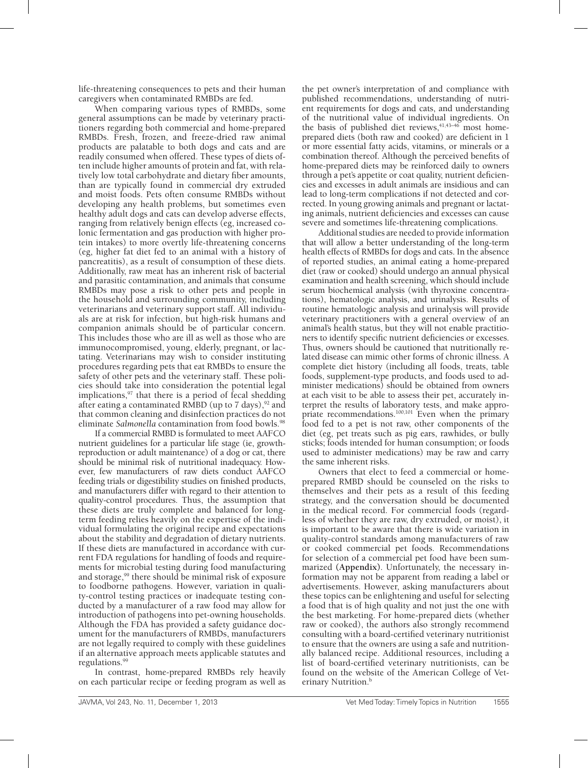life-threatening consequences to pets and their human caregivers when contaminated RMBDs are fed.

When comparing various types of RMBDs, some general assumptions can be made by veterinary practitioners regarding both commercial and home-prepared RMBDs. Fresh, frozen, and freeze-dried raw animal products are palatable to both dogs and cats and are readily consumed when offered. These types of diets often include higher amounts of protein and fat, with relatively low total carbohydrate and dietary fiber amounts, than are typically found in commercial dry extruded and moist foods. Pets often consume RMBDs without developing any health problems, but sometimes even healthy adult dogs and cats can develop adverse effects, ranging from relatively benign effects (eg, increased colonic fermentation and gas production with higher protein intakes) to more overtly life-threatening concerns (eg, higher fat diet fed to an animal with a history of pancreatitis), as a result of consumption of these diets. Additionally, raw meat has an inherent risk of bacterial and parasitic contamination, and animals that consume RMBDs may pose a risk to other pets and people in the household and surrounding community, including veterinarians and veterinary support staff. All individuals are at risk for infection, but high-risk humans and companion animals should be of particular concern. This includes those who are ill as well as those who are immunocompromised, young, elderly, pregnant, or lactating. Veterinarians may wish to consider instituting procedures regarding pets that eat RMBDs to ensure the safety of other pets and the veterinary staff. These policies should take into consideration the potential legal implications,[97] that there is a period of fecal shedding after eating a contaminated RMBD (up to 7 days),[92] and that common cleaning and disinfection practices do not eliminate *Salmonella* contamination from food bowls.[98]

If a commercial RMBD is formulated to meet AAFCO nutrient guidelines for a particular life stage (ie, growth-reproduction or adult maintenance) of a dog or cat, there should be minimal risk of nutritional inadequacy. However, few manufacturers of raw diets conduct AAFCO feeding trials or digestibility studies on finished products, and manufacturers differ with regard to their attention to quality-control procedures. Thus, the assumption that these diets are truly complete and balanced for long-term feeding relies heavily on the expertise of the individual formulating the original recipe and expectations about the stability and degradation of dietary nutrients. If these diets are manufactured in accordance with current FDA regulations for handling of foods and requirements for microbial testing during food manufacturing and storage,[99] there should be minimal risk of exposure to foodborne pathogens. However, variation in quality-control testing practices or inadequate testing conducted by a manufacturer of a raw food may allow for introduction of pathogens into pet-owning households. Although the FDA has provided a safety guidance document for the manufacturers of RMBDs, manufacturers are not legally required to comply with these guidelines if an alternative approach meets applicable statutes and regulations.[99]

In contrast, home-prepared RMBDs rely heavily on each particular recipe or feeding program as well as the pet owner's interpretation of and compliance with published recommendations, understanding of nutrient requirements for dogs and cats, and understanding of the nutritional value of individual ingredients. On the basis of published diet reviews,[41,43–46] most home-prepared diets (both raw and cooked) are deficient in 1 or more essential fatty acids, vitamins, or minerals or a combination thereof. Although the perceived benefits of home-prepared diets may be reinforced daily to owners through a pet's appetite or coat quality, nutrient deficiencies and excesses in adult animals are insidious and can lead to long-term complications if not detected and corrected. In young growing animals and pregnant or lactating animals, nutrient deficiencies and excesses can cause severe and sometimes life-threatening complications.

Additional studies are needed to provide information that will allow a better understanding of the long-term health effects of RMBDs for dogs and cats. In the absence of reported studies, an animal eating a home-prepared diet (raw or cooked) should undergo an annual physical examination and health screening, which should include serum biochemical analysis (with thyroxine concentrations), hematologic analysis, and urinalysis. Results of routine hematologic analysis and urinalysis will provide veterinary practitioners with a general overview of an animal's health status, but they will not enable practitioners to identify specific nutrient deficiencies or excesses. Thus, owners should be cautioned that nutritionally related disease can mimic other forms of chronic illness. A complete diet history (including all foods, treats, table foods, supplement-type products, and foods used to administer medications) should be obtained from owners at each visit to be able to assess their pet, accurately interpret the results of laboratory tests, and make appropriate recommendations.[100,101] Even when the primary food fed to a pet is not raw, other components of the diet (eg, pet treats such as pig ears, rawhides, or bully sticks; foods intended for human consumption; or foods used to administer medications) may be raw and carry the same inherent risks.

Owners that elect to feed a commercial or home-prepared RMBD should be counseled on the risks to themselves and their pets as a result of this feeding strategy, and the conversation should be documented in the medical record. For commercial foods (regardless of whether they are raw, dry extruded, or moist), it is important to be aware that there is wide variation in quality-control standards among manufacturers of raw or cooked commercial pet foods. Recommendations for selection of a commercial pet food have been summarized (**Appendix**). Unfortunately, the necessary information may not be apparent from reading a label or advertisements. However, asking manufacturers about these topics can be enlightening and useful for selecting a food that is of high quality and not just the one with the best marketing. For home-prepared diets (whether raw or cooked), the authors also strongly recommend consulting with a board-certified veterinary nutritionist to ensure that the owners are using a safe and nutritionally balanced recipe. Additional resources, including a list of board-certified veterinary nutritionists, can be found on the website of the American College of Veterinary Nutrition.[b]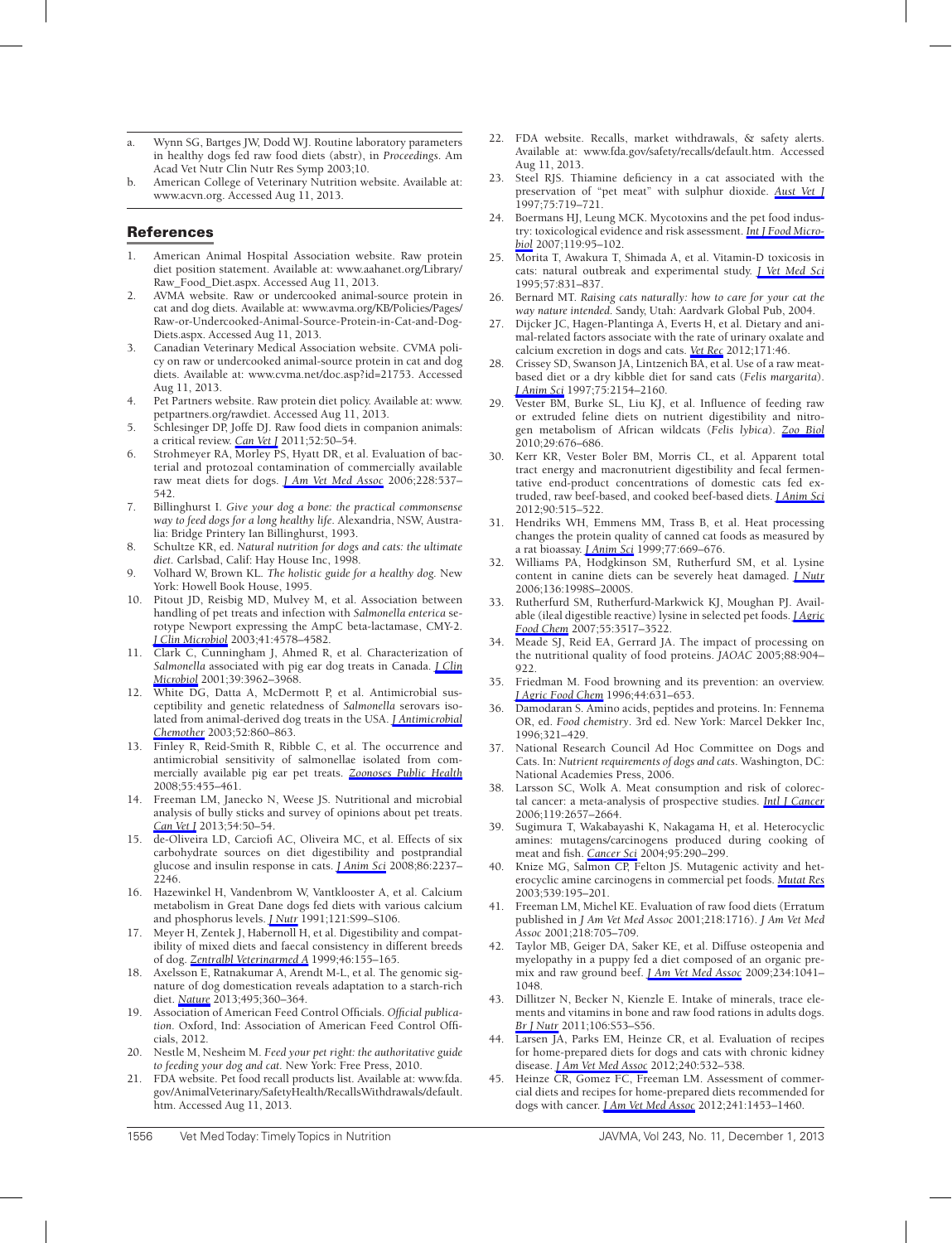a. Wynn SG, Bartges JW, Dodd WJ. Routine laboratory parameters in healthy dogs fed raw food diets (abstr), in *Proceedings*. Am Acad Vet Nutr Clin Nutr Res Symp 2003;10.
b. American College of Veterinary Nutrition website. Available at: www.acvn.org. Accessed Aug 11, 2013.

## References

1. American Animal Hospital Association website. Raw protein diet position statement. Available at: www.aahanet.org/Library/Raw_Food_Diet.aspx. Accessed Aug 11, 2013.
2. AVMA website. Raw or undercooked animal-source protein in cat and dog diets. Available at: www.avma.net/KB/Policies/Pages/Raw-or-Undercooked-Animal-Source-Protein-in-Cat-and-Dog-Diets.aspx. Accessed Aug 11, 2013.
3. Canadian Veterinary Medical Association website. CVMA policy on raw or undercooked animal-source protein in cat and dog diets. Available at: www.cvma.net/doc.asp?id=21753. Accessed Aug 11, 2013.
4. Pet Partners website. Raw protein diet policy. Available at: www.petpartners.org/rawdiet. Accessed Aug 11, 2013.
5. Schlesinger DP, Joffe DJ. Raw food diets in companion animals: a critical review. *Can Vet J* 2011;52:50–54.
6. Strohmeyer RA, Morley PS, Hyatt DR, et al. Evaluation of bacterial and protozoal contamination of commercially available raw meat diets for dogs. *J Am Vet Med Assoc* 2006;228:537–542.
7. Billinghurst I. *Give your dog a bone: the practical commonsense way to feed dogs for a long healthy life*. Alexandria, NSW, Australia: Bridge Printery Ian Billinghurst, 1993.
8. Schultze KR, ed. *Natural nutrition for dogs and cats: the ultimate diet*. Carlsbad, Calif: Hay House Inc, 1998.
9. Volhard W, Brown KL. *The holistic guide for a healthy dog*. New York: Howell Book House, 1995.
10. Pitout JD, Reisbig MD, Mulvey M, et al. Association between handling of pet treats and infection with *Salmonella enterica* serotype Newport expressing the AmpC beta-lactamase, CMY-2. *J Clin Microbiol* 2003;41:4578–4582.
11. Clark C, Cunningham J, Ahmed R, et al. Characterization of *Salmonella* associated with pig ear dog treats in Canada. *J Clin Microbiol* 2001;39:3962–3968.
12. White DG, Datta A, McDermott P, et al. Antimicrobial susceptibility and genetic relatedness of *Salmonella* serovars isolated from animal-derived dog treats in the USA. *J Antimicrobial Chemother* 2003;52:860–863.
13. Finley R, Reid-Smith R, Ribble C, et al. The occurrence and antimicrobial sensitivity of salmonellae isolated from commercially available pig ear pet treats. *Zoonoses Public Health* 2008;55:455–461.
14. Freeman LM, Janecko N, Weese JS. Nutritional and microbial analysis of bully sticks and survey of opinions about pet treats. *Can Vet J* 2013;54:50–54.
15. de-Oliveira LD, Carciofi AC, Oliveira MC, et al. Effects of six carbohydrate sources on diet digestibility and postprandial glucose and insulin response in cats. *J Anim Sci* 2008;86:2237–2246.
16. Hazewinkel H, Vandenbrom W, Vantklooster A, et al. Calcium metabolism in Great Dane dogs fed diets with various calcium and phosphorus levels. *J Nutr* 1991;121:S99–S106.
17. Meyer H, Zentek J, Habernoll H, et al. Digestibility and compatibility of mixed diets and faecal consistency in different breeds of dog. *Zentralbl Veterinarmed A* 1999;46:155–165.
18. Axelsson E, Ratnakumar A, Arendt M-L, et al. The genomic signature of dog domestication reveals adaptation to a starch-rich diet. *Nature* 2013;495;360–364.
19. Association of American Feed Control Officials. *Official publication*. Oxford, Ind: Association of American Feed Control Officials, 2012.
20. Nestle M, Nesheim M. *Feed your pet right: the authoritative guide to feeding your dog and cat*. New York: Free Press, 2010.
21. FDA website. Pet food recall products list. Available at: www.fda.gov/AnimalVeterinary/SafetyHealth/RecallsWithdrawals/default.htm. Accessed Aug 11, 2013.
22. FDA website. Recalls, market withdrawals, & safety alerts. Available at: www.fda.gov/safety/recalls/default.htm. Accessed Aug 11, 2013.
23. Steel RJS. Thiamine deficiency in a cat associated with the preservation of "pet meat" with sulphur dioxide. *Aust Vet J* 1997;75:719–721.
24. Boermans HJ, Leung MCK. Mycotoxins and the pet food industry: toxicological evidence and risk assessment. *Int J Food Microbiol* 2007;119:95–102.
25. Morita T, Awakura T, Shimada A, et al. Vitamin-D toxicosis in cats: natural outbreak and experimental study. *J Vet Med Sci* 1995;57:831–837.
26. Bernard MT. *Raising cats naturally: how to care for your cat the way nature intended*. Sandy, Utah: Aardvark Global Pub, 2004.
27. Dijcker JC, Hagen-Plantinga A, Everts H, et al. Dietary and animal-related factors associate with the rate of urinary oxalate and calcium excretion in dogs and cats. *Vet Rec* 2012;171:46.
28. Crissey SD, Swanson JA, Lintzenich BA, et al. Use of a raw meat-based diet or a dry kibble diet for sand cats (*Felis margarita*). *J Anim Sci* 1997;75:2154–2160.
29. Vester BM, Burke SL, Liu KJ, et al. Influence of feeding raw or extruded feline diets on nutrient digestibility and nitrogen metabolism of African wildcats (*Felis lybica*). *Zoo Biol* 2010;29:676–686.
30. Kerr KR, Vester Boler BM, Morris CL, et al. Apparent total tract energy and macronutrient digestibility and fecal fermentative end-product concentrations of domestic cats fed extruded, raw beef-based, and cooked beef-based diets. *J Anim Sci* 2012;90:515–522.
31. Hendriks WH, Emmens MM, Trass B, et al. Heat processing changes the protein quality of canned cat foods as measured by a rat bioassay. *J Anim Sci* 1999;77:669–676.
32. Williams PA, Hodgkinson SM, Rutherfurd SM, et al. Lysine content in canine diets can be severely heat damaged. *J Nutr* 2006;136:1998S–2000S.
33. Rutherfurd SM, Rutherfurd-Markwick KJ, Moughan PJ. Available (ileal digestible reactive) lysine in selected pet foods. *J Agric Food Chem* 2007;55:3517–3522.
34. Meade SJ, Reid EA, Gerrard JA. The impact of processing on the nutritional quality of food proteins. *JAOAC* 2005;88:904–922.
35. Friedman M. Food browning and its prevention: an overview. *J Agric Food Chem* 1996;44:631–653.
36. Damodaran S. Amino acids, peptides and proteins. In: Fennema OR, ed. *Food chemistry*. 3rd ed. New York: Marcel Dekker Inc, 1996;321–429.
37. National Research Council Ad Hoc Committee on Dogs and Cats. In: *Nutrient requirements of dogs and cats*. Washington, DC: National Academies Press, 2006.
38. Larsson SC, Wolk A. Meat consumption and risk of colorectal cancer: a meta-analysis of prospective studies. *Intl J Cancer* 2006;119:2657–2664.
39. Sugimura T, Wakabayashi K, Nakagama H, et al. Heterocyclic amines: mutagens/carcinogens produced during cooking of meat and fish. *Cancer Sci* 2004;95:290–299.
40. Knize MG, Salmon CP, Felton JS. Mutagenic activity and heterocyclic amine carcinogens in commercial pet foods. *Mutat Res* 2003;539:195–201.
41. Freeman LM, Michel KE. Evaluation of raw food diets (Erratum published in *J Am Vet Med Assoc* 2001;218:1716). *J Am Vet Med Assoc* 2001;218:705–709.
42. Taylor MB, Geiger DA, Saker KE, et al. Diffuse osteopenia and myelopathy in a puppy fed a diet composed of an organic premix and raw ground beef. *J Am Vet Med Assoc* 2009;234:1041–1048.
43. Dillitzer N, Becker N, Kienzle E. Intake of minerals, trace elements and vitamins in bone and raw food rations in adults dogs. *Br J Nutr* 2011;106:S53–S56.
44. Larsen JA, Parks EM, Heinze CR, et al. Evaluation of recipes for home-prepared diets for dogs and cats with chronic kidney disease. *J Am Vet Med Assoc* 2012;240:532–538.
45. Heinze CR, Gomez FC, Freeman LM. Assessment of commercial diets and recipes for home-prepared diets recommended for dogs with cancer. *J Am Vet Med Assoc* 2012;241:1453–1460.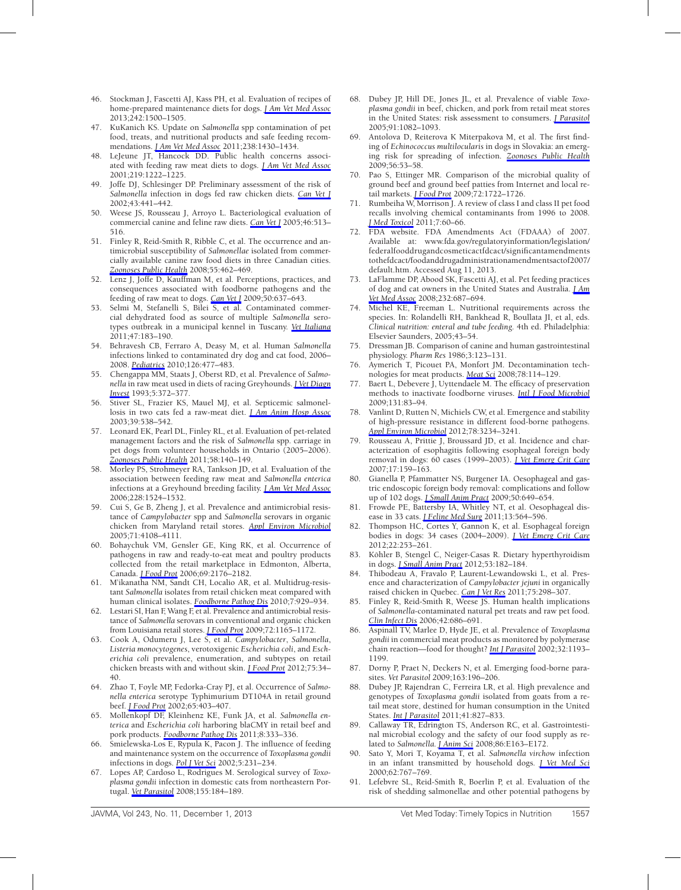46. Stockman J, Fascetti AJ, Kass PH, et al. Evaluation of recipes of home-prepared maintenance diets for dogs. *J Am Vet Med Assoc* 2013;242:1500–1505.
47. KuKanich KS. Update on *Salmonella* spp contamination of pet food, treats, and nutritional products and safe feeding recommendations. *J Am Vet Med Assoc* 2011;238:1430–1434.
48. LeJeune JT, Hancock DD. Public health concerns associated with feeding raw meat diets to dogs. *J Am Vet Med Assoc* 2001;219:1222–1225.
49. Joffe DJ, Schlesinger DP. Preliminary assessment of the risk of *Salmonella* infection in dogs fed raw chicken diets. *Can Vet J* 2002;43:441–442.
50. Weese JS, Rousseau J, Arroyo L. Bacteriological evaluation of commercial canine and feline raw diets. *Can Vet J* 2005;46:513–516.
51. Finley R, Reid-Smith R, Ribble C, et al. The occurrence and antimicrobial susceptibility of *Salmonellae* isolated from commercially available canine raw food diets in three Canadian cities. *Zoonoses Public Health* 2008;55:462–469.
52. Lenz J, Joffe D, Kauffman M, et al. Perceptions, practices, and consequences associated with foodborne pathogens and the feeding of raw meat to dogs. *Can Vet J* 2009;50:637–643.
53. Selmi M, Stefanelli S, Bilei S, et al. Contaminated commercial dehydrated food as source of multiple *Salmonella* serotypes outbreak in a municipal kennel in Tuscany. *Vet Italiana* 2011;47:183–190.
54. Behravesh CB, Ferraro A, Deasy M, et al. Human *Salmonella* infections linked to contaminated dry dog and cat food, 2006–2008. *Pediatrics* 2010;126:477–483.
55. Chengappa MM, Staats J, Oberst RD, et al. Prevalence of *Salmonella* in raw meat used in diets of racing Greyhounds. *J Vet Diagn Invest* 1993;5:372–377.
56. Stiver SL, Frazier KS, Mauel MJ, et al. Septicemic salmonellosis in two cats fed a raw-meat diet. *J Am Anim Hosp Assoc* 2003;39:538–542.
57. Leonard EK, Pearl DL, Finley RL, et al. Evaluation of pet-related management factors and the risk of *Salmonella* spp. carriage in pet dogs from volunteer households in Ontario (2005–2006). *Zoonoses Public Health* 2011;58:140–149.
58. Morley PS, Strohmeyer RA, Tankson JD, et al. Evaluation of the association between feeding raw meat and *Salmonella enterica* infections at a Greyhound breeding facility. *J Am Vet Med Assoc* 2006;228:1524–1532.
59. Cui S, Ge B, Zheng J, et al. Prevalence and antimicrobial resistance of *Campylobacter* spp and *Salmonella* serovars in organic chicken from Maryland retail stores. *Appl Environ Microbiol* 2005;71:4108–4111.
60. Bohaychuk VM, Gensler GE, King RK, et al. Occurrence of pathogens in raw and ready-to-eat meat and poultry products collected from the retail marketplace in Edmonton, Alberta, Canada. *J Food Prot* 2006;69:2176–2182.
61. M'ikanatha NM, Sandt CH, Localio AR, et al. Multidrug-resistant *Salmonella* isolates from retail chicken meat compared with human clinical isolates. *Foodborne Pathog Dis* 2010;7:929–934.
62. Lestari SI, Han F, Wang F, et al. Prevalence and antimicrobial resistance of *Salmonella* serovars in conventional and organic chicken from Louisiana retail stores. *J Food Prot* 2009;72:1165–1172.
63. Cook A, Odumeru J, Lee S, et al. *Campylobacter*, *Salmonella*, *Listeria monocytogenes*, verotoxigenic *Escherichia coli*, and *Escherichia coli* prevalence, enumeration, and subtypes on retail chicken breasts with and without skin. *J Food Prot* 2012;75:34–40.
64. Zhao T, Foyle MP, Fedorka-Cray PJ, et al. Occurrence of *Salmonella enterica* serotype Typhimurium DT104A in retail ground beef. *J Food Prot* 2002;65:403–407.
65. Mollenkopf DF, Kleinhenz KE, Funk JA, et al. *Salmonella enterica* and *Escherichia coli* harboring blaCMY in retail beef and pork products. *Foodborne Pathog Dis* 2011;8:333–336.
66. Smielewska-Los E, Rypula K, Pacon J. The influence of feeding and maintenance system on the occurrence of *Toxoplasma gondii* infections in dogs. *Pol J Vet Sci* 2002;5:231–234.
67. Lopes AP, Cardoso L, Rodrigues M. Serological survey of *Toxoplasma gondii* infection in domestic cats from northeastern Portugal. *Vet Parasitol* 2008;155:184–189.
68. Dubey JP, Hill DE, Jones JL, et al. Prevalence of viable *Toxoplasma gondii* in beef, chicken, and pork from retail meat stores in the United States: risk assessment to consumers. *J Parasitol* 2005;91:1082–1093.
69. Antolova D, Reiterova K Miterpakova M, et al. The first finding of *Echinococcus multilocularis* in dogs in Slovakia: an emerging risk for spreading of infection. *Zoonoses Public Health* 2009;56:53–58.
70. Pao S, Ettinger MR. Comparison of the microbial quality of ground beef and ground beef patties from Internet and local retail markets. *J Food Prot* 2009;72:1722–1726.
71. Rumbeiha W, Morrison J. A review of class I and class II pet food recalls involving chemical contaminants from 1996 to 2008. *J Med Toxicol* 2011;7:60–66.
72. FDA website. FDA Amendments Act (FDAAA) of 2007. Available at: www.fda.gov/regulatoryinformation/legislation/federalfooddrugandcosmeticactfdcact/significantamendments tothefdcact/foodanddrugadministrationamendmentsactof2007/default.htm. Accessed Aug 11, 2013.
73. LaFlamme DP, Abood SK, Fascetti AJ, et al. Pet feeding practices of dog and cat owners in the United States and Australia. *J Am Vet Med Assoc* 2008;232:687–694.
74. Michel KE, Freeman L. Nutritional requirements across the species. In: Rolandelli RH, Bankhead R, Boullata JI, et al, eds. *Clinical nutrition: enteral and tube feeding.* 4th ed. Philadelphia: Elsevier Saunders, 2005;43–54.
75. Dressman JB. Comparison of canine and human gastrointestinal physiology. *Pharm Res* 1986;3:123–131.
76. Aymerich T, Picouet PA, Monfort JM. Decontamination technologies for meat products. *Meat Sci* 2008;78:114–129.
77. Baert L, Debevere J, Uyttendaele M. The efficacy of preservation methods to inactivate foodborne viruses. *Intl J Food Microbiol* 2009;131:83–94.
78. Vanlint D, Rutten N, Michiels CW, et al. Emergence and stability of high-pressure resistance in different food-borne pathogens. *Appl Environ Microbiol* 2012;78:3234–3241.
79. Rousseau A, Prittie J, Broussard JD, et al. Incidence and characterization of esophagitis following esophageal foreign body removal in dogs: 60 cases (1999–2003). *J Vet Emerg Crit Care* 2007;17:159–163.
80. Gianella P, Pfammatter NS, Burgener IA. Oesophageal and gastric endoscopic foreign body removal: complications and follow up of 102 dogs. *J Small Anim Pract* 2009;50:649–654.
81. Frowde PE, Battersby IA, Whitley NT, et al. Oesophageal disease in 33 cats. *J Feline Med Surg* 2011;13:564–596.
82. Thompson HC, Cortes Y, Gannon K, et al. Esophageal foreign bodies in dogs: 34 cases (2004–2009). *J Vet Emerg Crit Care* 2012;22:253–261.
83. Köhler B, Stengel C, Neiger-Casas R. Dietary hyperthyroidism in dogs. *J Small Anim Pract* 2012;53:182–184.
84. Thibodeau A, Fravalo P, Laurent-Lewandowski L, et al. Presence and characterization of *Campylobacter jejuni* in organically raised chicken in Quebec. *Can J Vet Res* 2011;75:298–307.
85. Finley R, Reid-Smith R, Weese JS. Human health implications of *Salmonella*-contaminated natural pet treats and raw pet food. *Clin Infect Dis* 2006;42:686–691.
86. Aspinall TV, Marlee D, Hyde JE, et al. Prevalence of *Toxoplasma gondii* in commercial meat products as monitored by polymerase chain reaction—food for thought? *Int J Parasitol* 2002;32:1193–1199.
87. Dorny P, Praet N, Deckers N, et al. Emerging food-borne parasites. *Vet Parasitol* 2009;163:196–206.
88. Dubey JP, Rajendran C, Ferreira LR, et al. High prevalence and genotypes of *Toxoplasma gondii* isolated from goats from a retail meat store, destined for human consumption in the United States. *Int J Parasitol* 2011;41:827–833.
89. Callaway TR, Edrington TS, Anderson RC, et al. Gastrointestinal microbial ecology and the safety of our food supply as related to *Salmonella*. *J Anim Sci* 2008;86:E163–E172.
90. Sato Y, Mori T, Koyama T, et al. *Salmonella virchow* infection in an infant transmitted by household dogs. *J Vet Med Sci* 2000;62:767–769.
91. Lefebvre SL, Reid-Smith R, Boerlin P, et al. Evaluation of the risk of shedding salmonellae and other potential pathogens by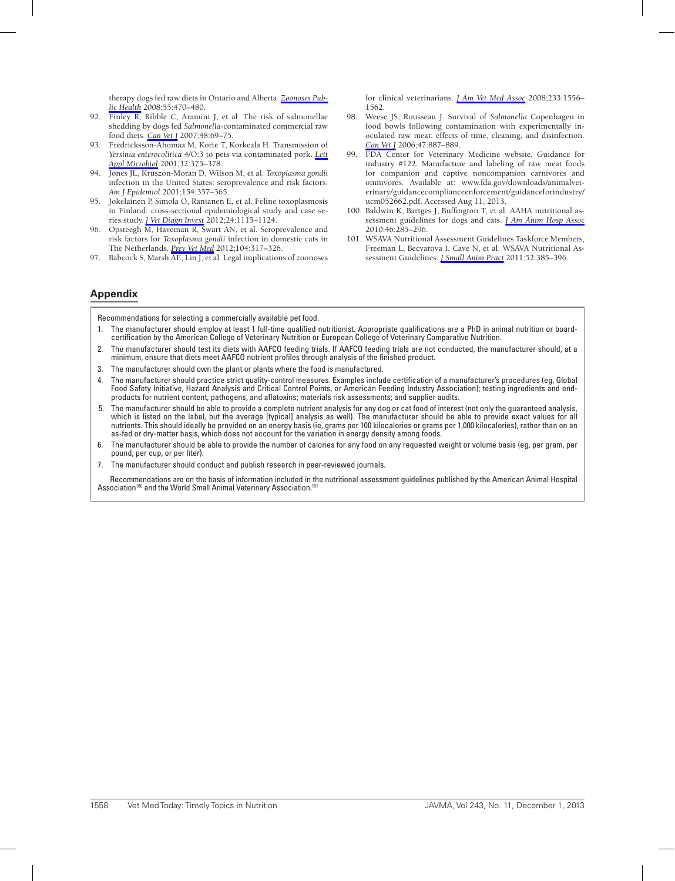therapy dogs fed raw diets in Ontario and Alberta. *Zoonoses Public Health* 2008;55:470–480.

92. Finley R, Ribble C, Aramini J, et al. The risk of salmonellae shedding by dogs fed *Salmonella*-contaminated commercial raw food diets. *Can Vet J* 2007;48:69–75.
93. Fredricksson-Ahomaa M, Korte T, Korkeala H. Transmission of *Yersinia enterocolitica* 4/O:3 to pets via contaminated pork. *Lett Appl Microbiol* 2001;32:375–378.
94. Jones JL, Kruszon-Moran D, Wilson M, et al. *Toxoplasma gondii* infection in the United States: seroprevalence and risk factors. *Am J Epidemiol* 2001;154:357–365.
95. Jokelainen P, Simola O, Rantanen E, et al. Feline toxoplasmosis in Finland: cross-sectional epidemiological study and case series study. *J Vet Diagn Invest* 2012;24:1115–1124.
96. Opsteegh M, Haveman R, Swart AN, et al. Seroprevalence and risk factors for *Toxoplasma gondii* infection in domestic cats in The Netherlands. *Prev Vet Med* 2012;104:317–326.
97. Babcock S, Marsh AE, Lin J, et al. Legal implications of zoonoses for clinical veterinarians. *J Am Vet Med Assoc* 2008;233:1556–1562.
98. Weese JS, Rousseau J. Survival of *Salmonella* Copenhagen in food bowls following contamination with experimentally inoculated raw meat: effects of time, cleaning, and disinfection. *Can Vet J* 2006;47:887–889.
99. FDA Center for Veterinary Medicine website. Guidance for industry #122. Manufacture and labeling of raw meat foods for companion and captive noncompanion carnivores and omnivores. Available at: www.fda.gov/downloads/animalveterinary/guidancecomplianceenforcement/guidanceforindustry/ucm052662.pdf. Accessed Aug 11, 2013.
100. Baldwin K, Bartges J, Buffington T, et al. AAHA nutritional assessment guidelines for dogs and cats. *J Am Anim Hosp Assoc* 2010:46:285–296.
101. WSAVA Nutritional Assessment Guidelines Taskforce Members, Freeman L, Becvarova I, Cave N, et al. WSAVA Nutritional Assessment Guidelines. *J Small Anim Pract* 2011;52:385–396.

## Appendix

Recommendations for selecting a commercially available pet food.

1. The manufacturer should employ at least 1 full-time qualified nutritionist. Appropriate qualifications are a PhD in animal nutrition or board-certification by the American College of Veterinary Nutrition or European College of Veterinary Comparative Nutrition.
2. The manufacturer should test its diets with AAFCO feeding trials. If AAFCO feeding trials are not conducted, the manufacturer should, at a minimum, ensure that diets meet AAFCO nutrient profiles through analysis of the finished product.
3. The manufacturer should own the plant or plants where the food is manufactured.
4. The manufacturer should practice strict quality-control measures. Examples include certification of a manufacturer's procedures (eg, Global Food Safety Initiative, Hazard Analysis and Critical Control Points, or American Feeding Industry Association); testing ingredients and end-products for nutrient content, pathogens, and aflatoxins; materials risk assessments; and supplier audits.
5. The manufacturer should be able to provide a complete nutrient analysis for any dog or cat food of interest (not only the guaranteed analysis, which is listed on the label, but the average [typical] analysis as well). The manufacturer should be able to provide exact values for all nutrients. This should ideally be provided on an energy basis (ie, grams per 100 kilocalories or grams per 1,000 kilocalories), rather than on an as-fed or dry-matter basis, which does not account for the variation in energy density among foods.
6. The manufacturer should be able to provide the number of calories for any food on any requested weight or volume basis (eg, per gram, per pound, per cup, or per liter).
7. The manufacturer should conduct and publish research in peer-reviewed journals.

Recommendations are on the basis of information included in the nutritional assessment guidelines published by the American Animal Hospital Association[100] and the World Small Animal Veterinary Association.[101]